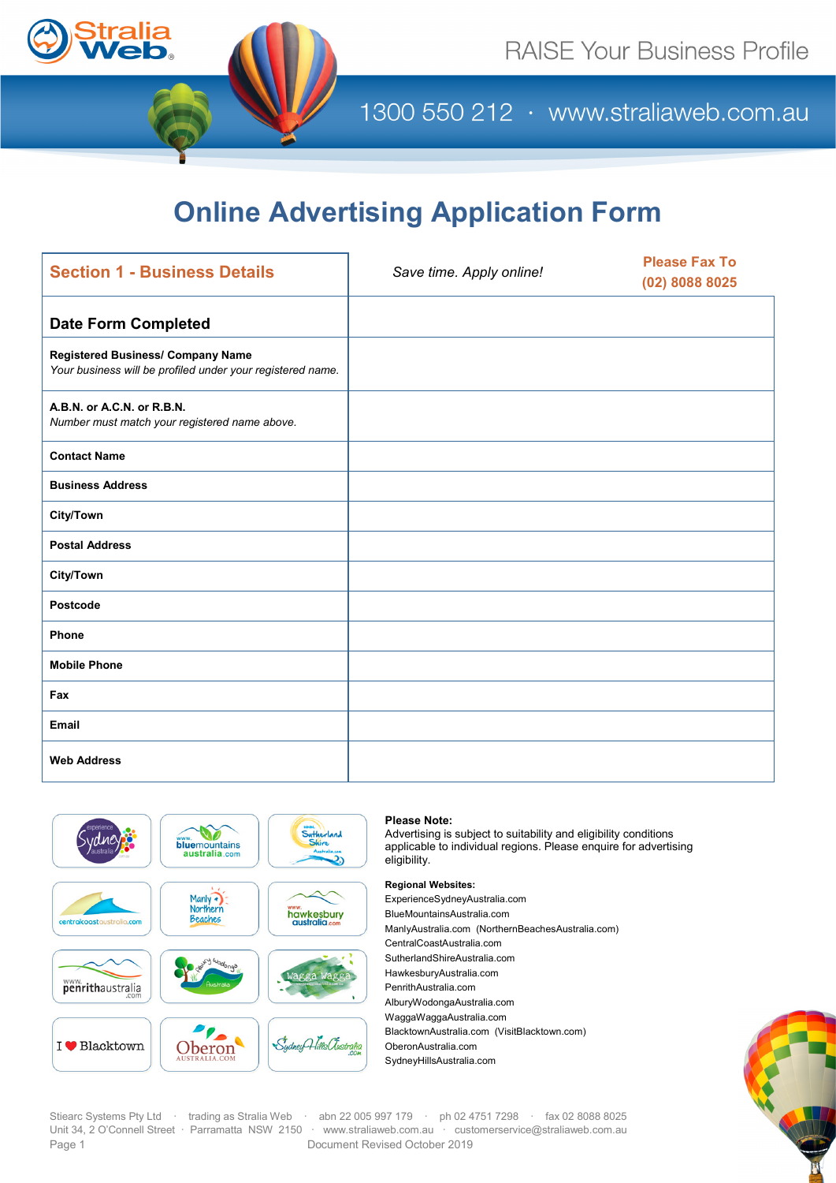RAISE Your Business Profile

1300 550 212 · www.straliaweb.com.au

# Online Advertising Application Form

| Section 1 - Business Details | Save time. Apply online! | Please Fax To (02) 8088 8025 |
|---|---|---|
| **Date Form Completed** | | |
| **Registered Business/ Company Name** *Your business will be profiled under your registered name.* | | |
| **A.B.N. or A.C.N. or R.B.N.** *Number must match your registered name above.* | | |
| **Contact Name** | | |
| **Business Address** | | |
| **City/Town** | | |
| **Postal Address** | | |
| **City/Town** | | |
| **Postcode** | | |
| **Phone** | | |
| **Mobile Phone** | | |
| **Fax** | | |
| **Email** | | |
| **Web Address** | | |

**Please Note:**
Advertising is subject to suitability and eligibility conditions applicable to individual regions. Please enquire for advertising eligibility.

**Regional Websites:**
ExperienceSydneyAustralia.com
BlueMountainsAustralia.com
ManlyAustralia.com (NorthernBeachesAustralia.com)
CentralCoastAustralia.com
SutherlandShireAustralia.com
HawkesburyAustralia.com
PenrithAustralia.com
AlburyWodongaAustralia.com
WaggaWaggaAustralia.com
BlacktownAustralia.com (VisitBlacktown.com)
OberonAustralia.com
SydneyHillsAustralia.com

Stiearc Systems Pty Ltd · trading as Stralia Web · abn 22 005 997 179 · ph 02 4751 7298 · fax 02 8088 8025
Unit 34, 2 O'Connell Street · Parramatta NSW 2150 · www.straliaweb.com.au · customerservice@straliaweb.com.au
Document Revised October 2019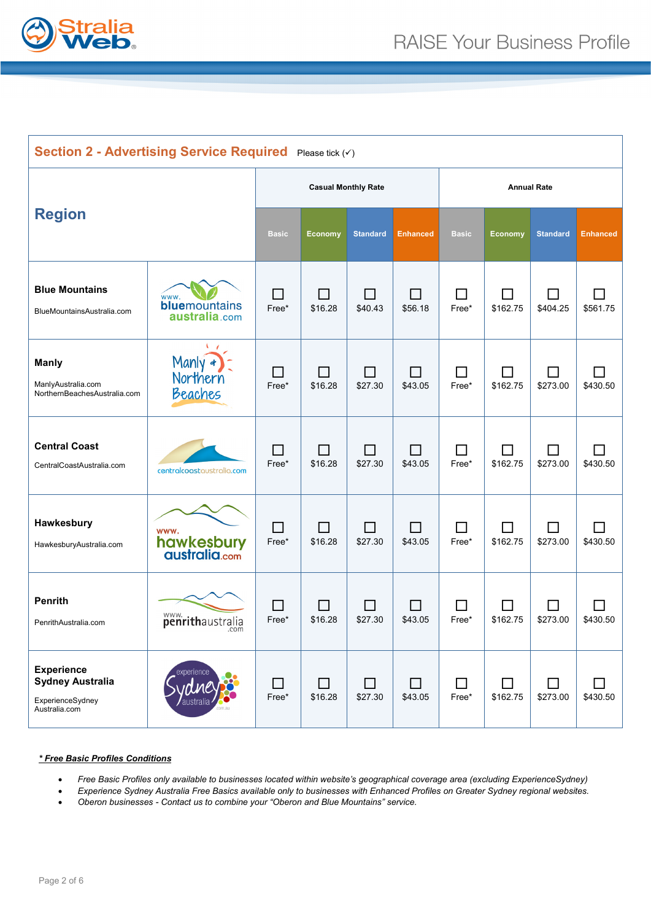## Section 2 - Advertising Service Required

Please tick (✓)

| Region | | Casual Monthly Rate | | | | Annual Rate | | | |
|---|---|---|---|---|---|---|---|---|---|
| | | Basic | Economy | Standard | Enhanced | Basic | Economy | Standard | Enhanced |
| **Blue Mountains** BlueMountainsAustralia.com | www.bluemountainsaustralia.com | ☐ Free* | ☐ $16.28 | ☐ $40.43 | ☐ $56.18 | ☐ Free* | ☐ $162.75 | ☐ $404.25 | ☐ $561.75 |
| **Manly** ManlyAustralia.com NorthernBeachesAustralia.com | Manly Northern Beaches | ☐ Free* | ☐ $16.28 | ☐ $27.30 | ☐ $43.05 | ☐ Free* | ☐ $162.75 | ☐ $273.00 | ☐ $430.50 |
| **Central Coast** CentralCoastAustralia.com | centralcoastaustralia.com | ☐ Free* | ☐ $16.28 | ☐ $27.30 | ☐ $43.05 | ☐ Free* | ☐ $162.75 | ☐ $273.00 | ☐ $430.50 |
| **Hawkesbury** HawkesburyAustralia.com | www.hawkesburyaustralia.com | ☐ Free* | ☐ $16.28 | ☐ $27.30 | ☐ $43.05 | ☐ Free* | ☐ $162.75 | ☐ $273.00 | ☐ $430.50 |
| **Penrith** PenrithAustralia.com | www.penrithaustralia.com | ☐ Free* | ☐ $16.28 | ☐ $27.30 | ☐ $43.05 | ☐ Free* | ☐ $162.75 | ☐ $273.00 | ☐ $430.50 |
| **Experience Sydney Australia** ExperienceSydney Australia.com | experience Sydney australia .com.au | ☐ Free* | ☐ $16.28 | ☐ $27.30 | ☐ $43.05 | ☐ Free* | ☐ $162.75 | ☐ $273.00 | ☐ $430.50 |

***\* Free Basic Profiles Conditions***

- *Free Basic Profiles only available to businesses located within website's geographical coverage area (excluding ExperienceSydney)*
- *Experience Sydney Australia Free Basics available only to businesses with Enhanced Profiles on Greater Sydney regional websites.*
- *Oberon businesses - Contact us to combine your "Oberon and Blue Mountains" service.*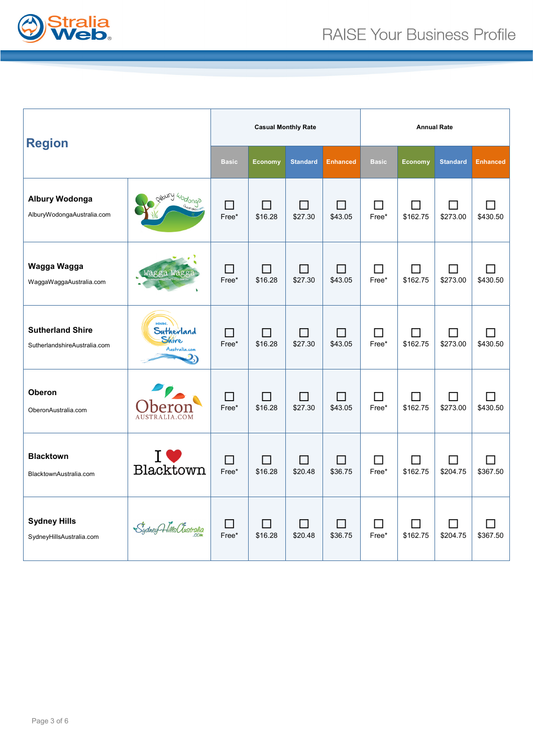RAISE Your Business Profile

| Region | | Casual Monthly Rate | | | | Annual Rate | | | |
|---|---|---|---|---|---|---|---|---|---|
| | | Basic | Economy | Standard | Enhanced | Basic | Economy | Standard | Enhanced |
| **Albury Wodonga** AlburyWodongaAustralia.com | | ☐ Free* | ☐ $16.28 | ☐ $27.30 | ☐ $43.05 | ☐ Free* | ☐ $162.75 | ☐ $273.00 | ☐ $430.50 |
| **Wagga Wagga** WaggaWaggaAustralia.com | | ☐ Free* | ☐ $16.28 | ☐ $27.30 | ☐ $43.05 | ☐ Free* | ☐ $162.75 | ☐ $273.00 | ☐ $430.50 |
| **Sutherland Shire** SutherlandshireAustralia.com | | ☐ Free* | ☐ $16.28 | ☐ $27.30 | ☐ $43.05 | ☐ Free* | ☐ $162.75 | ☐ $273.00 | ☐ $430.50 |
| **Oberon** OberonAustralia.com | | ☐ Free* | ☐ $16.28 | ☐ $27.30 | ☐ $43.05 | ☐ Free* | ☐ $162.75 | ☐ $273.00 | ☐ $430.50 |
| **Blacktown** BlacktownAustralia.com | | ☐ Free* | ☐ $16.28 | ☐ $20.48 | ☐ $36.75 | ☐ Free* | ☐ $162.75 | ☐ $204.75 | ☐ $367.50 |
| **Sydney Hills** SydneyHillsAustralia.com | | ☐ Free* | ☐ $16.28 | ☐ $20.48 | ☐ $36.75 | ☐ Free* | ☐ $162.75 | ☐ $204.75 | ☐ $367.50 |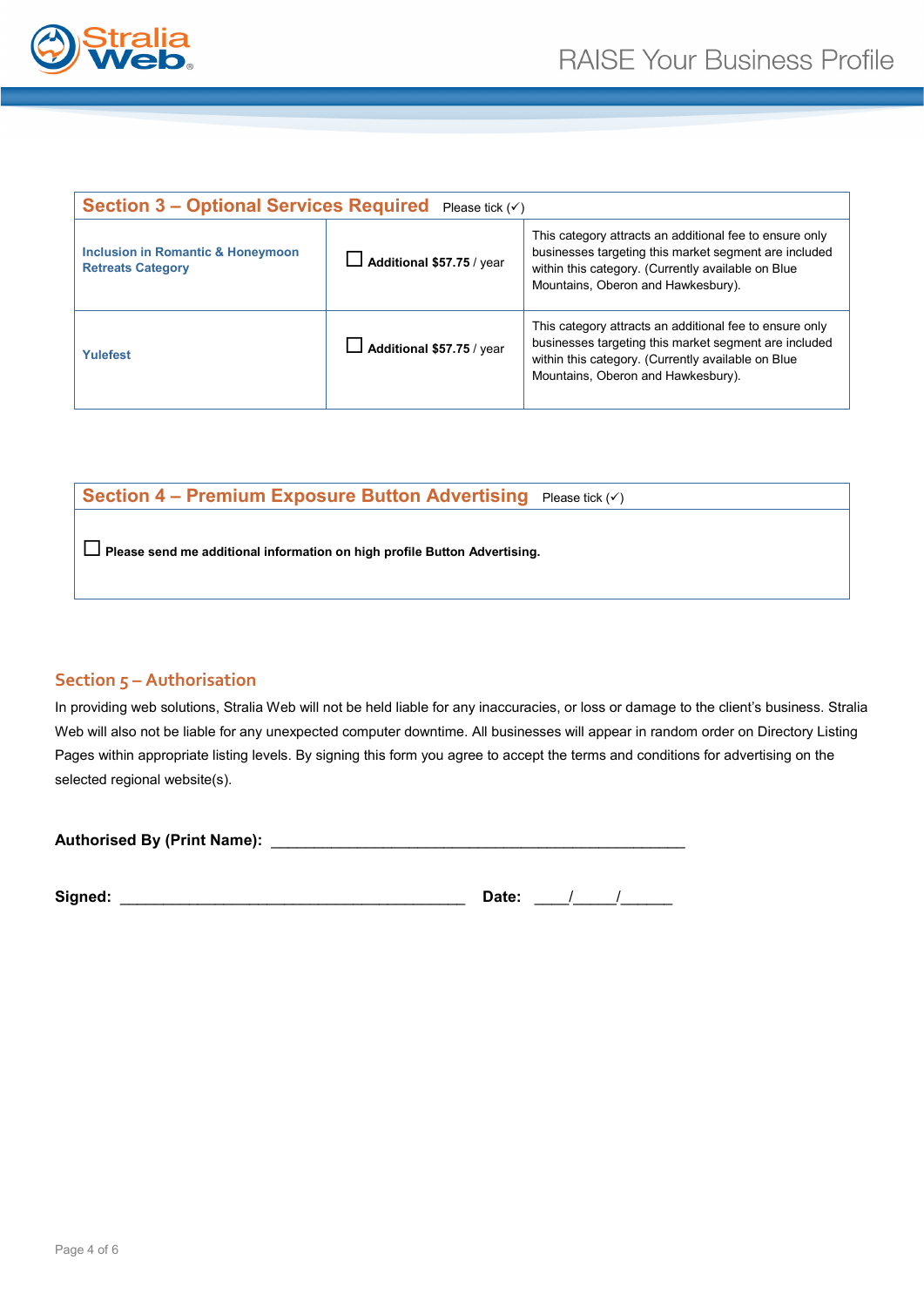## Section 3 – Optional Services Required

Please tick (✓)

| Service | Fee | Details |
|---|---|---|
| **Inclusion in Romantic & Honeymoon Retreats Category** | ☐ **Additional $57.75** / year | This category attracts an additional fee to ensure only businesses targeting this market segment are included within this category. (Currently available on Blue Mountains, Oberon and Hawkesbury). |
| **Yulefest** | ☐ **Additional $57.75** / year | This category attracts an additional fee to ensure only businesses targeting this market segment are included within this category. (Currently available on Blue Mountains, Oberon and Hawkesbury). |

## Section 4 – Premium Exposure Button Advertising

Please tick (✓)

☐ **Please send me additional information on high profile Button Advertising.**

## Section 5 – Authorisation

In providing web solutions, Stralia Web will not be held liable for any inaccuracies, or loss or damage to the client's business. Stralia Web will also not be liable for any unexpected computer downtime. All businesses will appear in random order on Directory Listing Pages within appropriate listing levels. By signing this form you agree to accept the terms and conditions for advertising on the selected regional website(s).

**Authorised By (Print Name):** ______________________________________________

**Signed:** ________________________________________ **Date:** ____/_____/______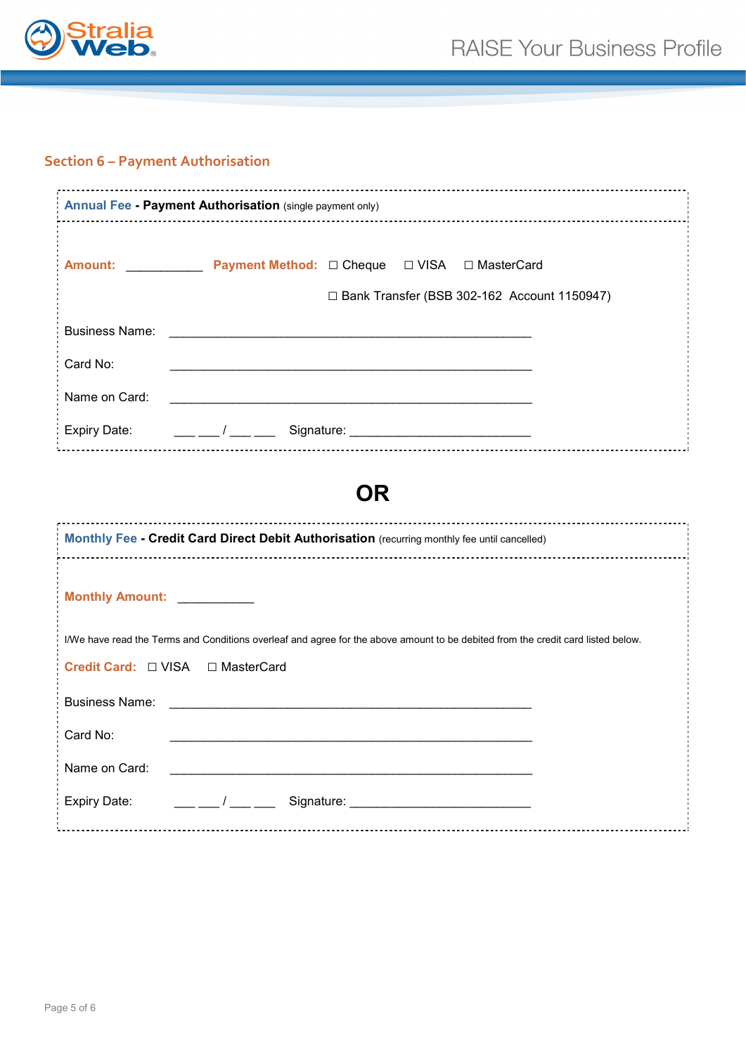## Section 6 – Payment Authorisation

**Annual Fee - Payment Authorisation** (single payment only)

**Amount:** ___________ **Payment Method:** ☐ Cheque ☐ VISA ☐ MasterCard

☐ Bank Transfer (BSB 302-162 Account 1150947)

Business Name: ____________________________________________________

Card No: ____________________________________________________

Name on Card: ____________________________________________________

Expiry Date: ___ ___ / ___ ___ Signature: __________________________

# OR

**Monthly Fee - Credit Card Direct Debit Authorisation** (recurring monthly fee until cancelled)

**Monthly Amount:** ___________

I/We have read the Terms and Conditions overleaf and agree for the above amount to be debited from the credit card listed below.

**Credit Card:** ☐ VISA ☐ MasterCard

Business Name: ____________________________________________________

Card No: ____________________________________________________

Name on Card: ____________________________________________________

Expiry Date: ___ ___ / ___ ___ Signature: __________________________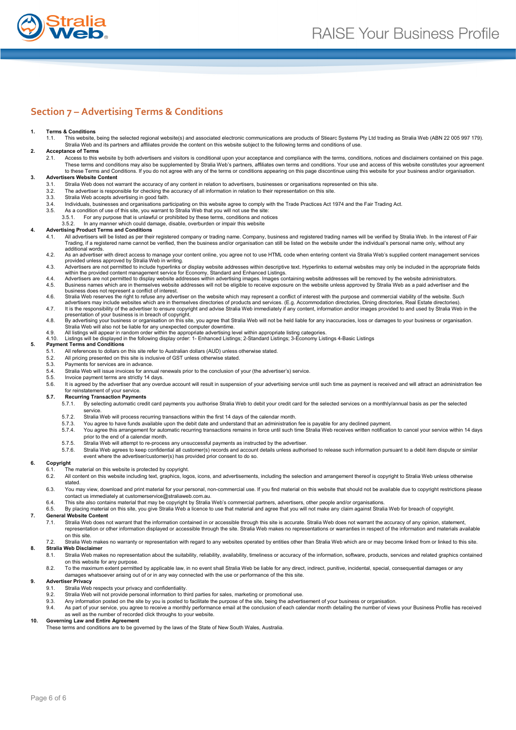## Section 7 – Advertising Terms & Conditions

**1. Terms & Conditions**

1.1. This website, being the selected regional website(s) and associated electronic communications are products of Stiearc Systems Pty Ltd trading as Stralia Web (ABN 22 005 997 179). Stralia Web and its partners and affiliates provide the content on this website subject to the following terms and conditions of use.

**2. Acceptance of Terms**

2.1. Access to this website by both advertisers and visitors is conditional upon your acceptance and compliance with the terms, conditions, notices and disclaimers contained on this page. These terms and conditions may also be supplemented by Stralia Web's partners, affiliates own terms and conditions. Your use and access of this website constitutes your agreement to these Terms and Conditions. If you do not agree with any of the terms or conditions appearing on this page discontinue using this website for your business and/or organisation.

**3. Advertisers Website Content**

3.1. Stralia Web does not warrant the accuracy of any content in relation to advertisers, businesses or organisations represented on this site.
3.2. The advertiser is responsible for checking the accuracy of all information in relation to their representation on this site.
3.3. Stralia Web accepts advertising in good faith.
3.4. Individuals, businesses and organisations participating on this website agree to comply with the Trade Practices Act 1974 and the Fair Trading Act.
3.5. As a condition of use of this site, you warrant to Stralia Web that you will not use the site:
3.5.1. For any purpose that is unlawful or prohibited by these terms, conditions and notices
3.5.2. In any manner which could damage, disable, overburden or impair this website

**4. Advertising Product Terms and Conditions**

4.1. All advertisers will be listed as per their registered company or trading name. Company, business and registered trading names will be verified by Stralia Web. In the interest of Fair Trading, if a registered name cannot be verified, then the business and/or organisation can still be listed on the website under the individual's personal name only, without any additional words.
4.2. As an advertiser with direct access to manage your content online, you agree not to use HTML code when entering content via Stralia Web's supplied content management services provided unless approved by Stralia Web in writing.
4.3. Advertisers are not permitted to include hyperlinks or display website addresses within descriptive text. Hyperlinks to external websites may only be included in the appropriate fields within the provided content management service for Economy, Standard and Enhanced Listings.
4.4. Advertisers are not permitted to display website addresses within advertising images. Images containing website addresses will be removed by the website administrators.
4.5. Business names which are in themselves website addresses will not be eligible to receive exposure on the website unless approved by Stralia Web as a paid advertiser and the business does not represent a conflict of interest.
4.6. Stralia Web reserves the right to refuse any advertiser on the website which may represent a conflict of interest with the purpose and commercial viability of the website. Such advertisers may include websites which are in themselves directories of products and services. (E.g. Accommodation directories, Dining directories, Real Estate directories).
4.7. It is the responsibility of the advertiser to ensure copyright and advise Stralia Web immediately if any content, information and/or images provided to and used by Stralia Web in the presentation of your business is in breach of copyright.
4.8. By advertising your business or organisation on this site, you agree that Stralia Web will not be held liable for any inaccuracies, loss or damages to your business or organisation. Stralia Web will also not be liable for any unexpected computer downtime.
4.9. All listings will appear in random order within the appropriate advertising level within appropriate listing categories.
4.10. Listings will be displayed in the following display order: 1- Enhanced Listings; 2-Standard Listings; 3-Economy Listings 4-Basic Listings

**5. Payment Terms and Conditions**

5.1. All references to dollars on this site refer to Australian dollars (AUD) unless otherwise stated.
5.2. All pricing presented on this site is inclusive of GST unless otherwise stated.
5.3. Payments for services are in advance.
5.4. Stralia Web will issue invoices for annual renewals prior to the conclusion of your (the advertiser's) service.
5.5. Invoice payment terms are strictly 14 days.
5.6. It is agreed by the advertiser that any overdue account will result in suspension of your advertising service until such time as payment is received and will attract an administration fee for reinstatement of your service.

**5.7. Recurring Transaction Payments**

5.7.1. By selecting automatic credit card payments you authorise Stralia Web to debit your credit card for the selected services on a monthly/annual basis as per the selected service.
5.7.2. Stralia Web will process recurring transactions within the first 14 days of the calendar month.
5.7.3. You agree to have funds available upon the debit date and understand that an administration fee is payable for any declined payment.
5.7.4. You agree this arrangement for automatic recurring transactions remains in force until such time Stralia Web receives written notification to cancel your service within 14 days prior to the end of a calendar month.
5.7.5. Stralia Web will attempt to re-process any unsuccessful payments as instructed by the advertiser.
5.7.6. Stralia Web agrees to keep confidential all customer(s) records and account details unless authorised to release such information pursuant to a debit item dispute or similar event where the advertiser/customer(s) has provided prior consent to do so.

**6. Copyright**

6.1. The material on this website is protected by copyright.
6.2. All content on this website including text, graphics, logos, icons, and advertisements, including the selection and arrangement thereof is copyright to Stralia Web unless otherwise stated.
6.3. You may view, download and print material for your personal, non-commercial use. If you find material on this website that should not be available due to copyright restrictions please contact us immediately at customerservice@straliaweb.com.au.
6.4. This site also contains material that may be copyright by Stralia Web's commercial partners, advertisers, other people and/or organisations.
6.5. By placing material on this site, you give Stralia Web a licence to use that material and agree that you will not make any claim against Stralia Web for breach of copyright.

**7. General Website Content**

7.1. Stralia Web does not warrant that the information contained in or accessible through this site is accurate. Stralia Web does not warrant the accuracy of any opinion, statement, representation or other information displayed or accessible through the site. Stralia Web makes no representations or warranties in respect of the information and materials available on this site.
7.2. Stralia Web makes no warranty or representation with regard to any websites operated by entities other than Stralia Web which are or may become linked from or linked to this site.

**8. Stralia Web Disclaimer**

8.1. Stralia Web makes no representation about the suitability, reliability, availability, timeliness or accuracy of the information, software, products, services and related graphics contained on this website for any purpose.
8.2. To the maximum extent permitted by applicable law, in no event shall Stralia Web be liable for any direct, indirect, punitive, incidental, special, consequential damages or any damages whatsoever arising out of or in any way connected with the use or performance of the this site.

**9. Advertiser Privacy**

9.1. Stralia Web respects your privacy and confidentiality.
9.2. Stralia Web will not provide personal information to third parties for sales, marketing or promotional use.
9.3. Any information posted on the site by you is posted to facilitate the purpose of the site, being the advertisement of your business or organisation.
9.4. As part of your service, you agree to receive a monthly performance email at the conclusion of each calendar month detailing the number of views your Business Profile has received as well as the number of recorded click throughs to your website.

**10. Governing Law and Entire Agreement**

These terms and conditions are to be governed by the laws of the State of New South Wales, Australia.